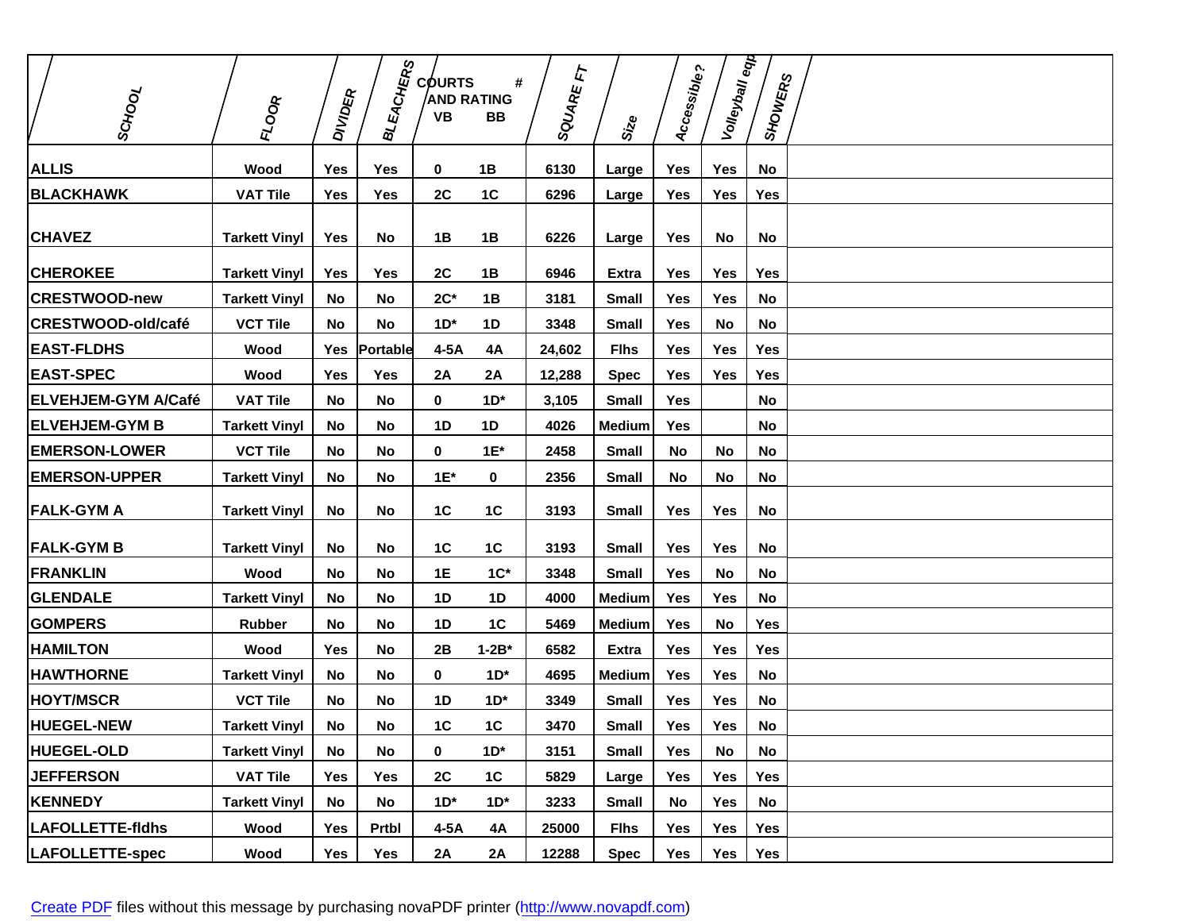| SCHOOL | FLOOR | DIVIDER | BLEACHERS | COURTS # AND RATING VB | BB | SQUARE FT | Size | Accessible? | Volleyball eqp | SHOWERS |
|---|---|---|---|---|---|---|---|---|---|---|
| ALLIS | Wood | Yes | Yes | 0 | 1B | 6130 | Large | Yes | Yes | No |
| BLACKHAWK | VAT Tile | Yes | Yes | 2C | 1C | 6296 | Large | Yes | Yes | Yes |
| CHAVEZ | Tarkett Vinyl | Yes | No | 1B | 1B | 6226 | Large | Yes | No | No |
| CHEROKEE | Tarkett Vinyl | Yes | Yes | 2C | 1B | 6946 | Extra | Yes | Yes | Yes |
| CRESTWOOD-new | Tarkett Vinyl | No | No | 2C* | 1B | 3181 | Small | Yes | Yes | No |
| CRESTWOOD-old/café | VCT Tile | No | No | 1D* | 1D | 3348 | Small | Yes | No | No |
| EAST-FLDHS | Wood | Yes | Portable | 4-5A | 4A | 24,602 | Flhs | Yes | Yes | Yes |
| EAST-SPEC | Wood | Yes | Yes | 2A | 2A | 12,288 | Spec | Yes | Yes | Yes |
| ELVEHJEM-GYM A/Café | VAT Tile | No | No | 0 | 1D* | 3,105 | Small | Yes | | No |
| ELVEHJEM-GYM B | Tarkett Vinyl | No | No | 1D | 1D | 4026 | Medium | Yes | | No |
| EMERSON-LOWER | VCT Tile | No | No | 0 | 1E* | 2458 | Small | No | No | No |
| EMERSON-UPPER | Tarkett Vinyl | No | No | 1E* | 0 | 2356 | Small | No | No | No |
| FALK-GYM A | Tarkett Vinyl | No | No | 1C | 1C | 3193 | Small | Yes | Yes | No |
| FALK-GYM B | Tarkett Vinyl | No | No | 1C | 1C | 3193 | Small | Yes | Yes | No |
| FRANKLIN | Wood | No | No | 1E | 1C* | 3348 | Small | Yes | No | No |
| GLENDALE | Tarkett Vinyl | No | No | 1D | 1D | 4000 | Medium | Yes | Yes | No |
| GOMPERS | Rubber | No | No | 1D | 1C | 5469 | Medium | Yes | No | Yes |
| HAMILTON | Wood | Yes | No | 2B | 1-2B* | 6582 | Extra | Yes | Yes | Yes |
| HAWTHORNE | Tarkett Vinyl | No | No | 0 | 1D* | 4695 | Medium | Yes | Yes | No |
| HOYT/MSCR | VCT Tile | No | No | 1D | 1D* | 3349 | Small | Yes | Yes | No |
| HUEGEL-NEW | Tarkett Vinyl | No | No | 1C | 1C | 3470 | Small | Yes | Yes | No |
| HUEGEL-OLD | Tarkett Vinyl | No | No | 0 | 1D* | 3151 | Small | Yes | No | No |
| JEFFERSON | VAT Tile | Yes | Yes | 2C | 1C | 5829 | Large | Yes | Yes | Yes |
| KENNEDY | Tarkett Vinyl | No | No | 1D* | 1D* | 3233 | Small | No | Yes | No |
| LAFOLLETTE-fldhs | Wood | Yes | Prtbl | 4-5A | 4A | 25000 | Flhs | Yes | Yes | Yes |
| LAFOLLETTE-spec | Wood | Yes | Yes | 2A | 2A | 12288 | Spec | Yes | Yes | Yes |

Create PDF files without this message by purchasing novaPDF printer (http://www.novapdf.com)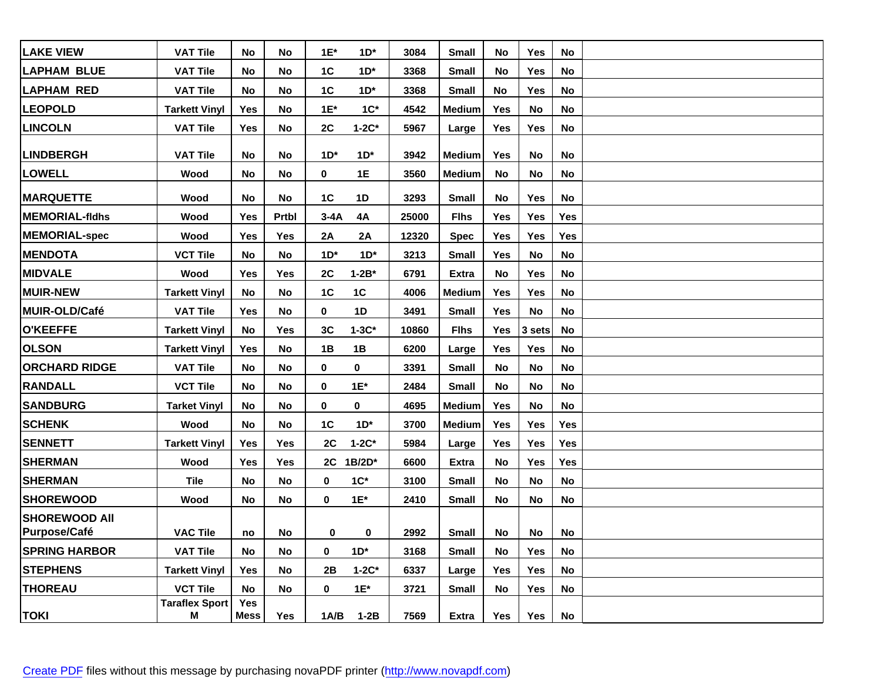| | | | | | | | | | | | |
|---|---|---|---|---|---|---|---|---|---|---|---|
| **LAKE VIEW** | **VAT Tile** | **No** | **No** | **1E*** | **1D*** | **3084** | **Small** | **No** | **Yes** | **No** | |
| **LAPHAM BLUE** | **VAT Tile** | **No** | **No** | **1C** | **1D*** | **3368** | **Small** | **No** | **Yes** | **No** | |
| **LAPHAM RED** | **VAT Tile** | **No** | **No** | **1C** | **1D*** | **3368** | **Small** | **No** | **Yes** | **No** | |
| **LEOPOLD** | **Tarkett Vinyl** | **Yes** | **No** | **1E*** | **1C*** | **4542** | **Medium** | **Yes** | **No** | **No** | |
| **LINCOLN** | **VAT Tile** | **Yes** | **No** | **2C** | **1-2C*** | **5967** | **Large** | **Yes** | **Yes** | **No** | |
| **LINDBERGH** | **VAT Tile** | **No** | **No** | **1D*** | **1D*** | **3942** | **Medium** | **Yes** | **No** | **No** | |
| **LOWELL** | **Wood** | **No** | **No** | **0** | **1E** | **3560** | **Medium** | **No** | **No** | **No** | |
| **MARQUETTE** | **Wood** | **No** | **No** | **1C** | **1D** | **3293** | **Small** | **No** | **Yes** | **No** | |
| **MEMORIAL-fldhs** | **Wood** | **Yes** | **Prtbl** | **3-4A** | **4A** | **25000** | **Flhs** | **Yes** | **Yes** | **Yes** | |
| **MEMORIAL-spec** | **Wood** | **Yes** | **Yes** | **2A** | **2A** | **12320** | **Spec** | **Yes** | **Yes** | **Yes** | |
| **MENDOTA** | **VCT Tile** | **No** | **No** | **1D*** | **1D*** | **3213** | **Small** | **Yes** | **No** | **No** | |
| **MIDVALE** | **Wood** | **Yes** | **Yes** | **2C** | **1-2B*** | **6791** | **Extra** | **No** | **Yes** | **No** | |
| **MUIR-NEW** | **Tarkett Vinyl** | **No** | **No** | **1C** | **1C** | **4006** | **Medium** | **Yes** | **Yes** | **No** | |
| **MUIR-OLD/Café** | **VAT Tile** | **Yes** | **No** | **0** | **1D** | **3491** | **Small** | **Yes** | **No** | **No** | |
| **O'KEEFFE** | **Tarkett Vinyl** | **No** | **Yes** | **3C** | **1-3C*** | **10860** | **Flhs** | **Yes** | **3 sets** | **No** | |
| **OLSON** | **Tarkett Vinyl** | **Yes** | **No** | **1B** | **1B** | **6200** | **Large** | **Yes** | **Yes** | **No** | |
| **ORCHARD RIDGE** | **VAT Tile** | **No** | **No** | **0** | **0** | **3391** | **Small** | **No** | **No** | **No** | |
| **RANDALL** | **VCT Tile** | **No** | **No** | **0** | **1E*** | **2484** | **Small** | **No** | **No** | **No** | |
| **SANDBURG** | **Tarket Vinyl** | **No** | **No** | **0** | **0** | **4695** | **Medium** | **Yes** | **No** | **No** | |
| **SCHENK** | **Wood** | **No** | **No** | **1C** | **1D*** | **3700** | **Medium** | **Yes** | **Yes** | **Yes** | |
| **SENNETT** | **Tarkett Vinyl** | **Yes** | **Yes** | **2C** | **1-2C*** | **5984** | **Large** | **Yes** | **Yes** | **Yes** | |
| **SHERMAN** | **Wood** | **Yes** | **Yes** | **2C** | **1B/2D*** | **6600** | **Extra** | **No** | **Yes** | **Yes** | |
| **SHERMAN** | **Tile** | **No** | **No** | **0** | **1C*** | **3100** | **Small** | **No** | **No** | **No** | |
| **SHOREWOOD** | **Wood** | **No** | **No** | **0** | **1E*** | **2410** | **Small** | **No** | **No** | **No** | |
| **SHOREWOOD All Purpose/Café** | **VAC Tile** | **no** | **No** | **0** | **0** | **2992** | **Small** | **No** | **No** | **No** | |
| **SPRING HARBOR** | **VAT Tile** | **No** | **No** | **0** | **1D*** | **3168** | **Small** | **No** | **Yes** | **No** | |
| **STEPHENS** | **Tarkett Vinyl** | **Yes** | **No** | **2B** | **1-2C*** | **6337** | **Large** | **Yes** | **Yes** | **No** | |
| **THOREAU** | **VCT Tile** | **No** | **No** | **0** | **1E*** | **3721** | **Small** | **No** | **Yes** | **No** | |
| **TOKI** | **Taraflex Sport M** | **Yes Mess** | **Yes** | **1A/B** | **1-2B** | **7569** | **Extra** | **Yes** | **Yes** | **No** | |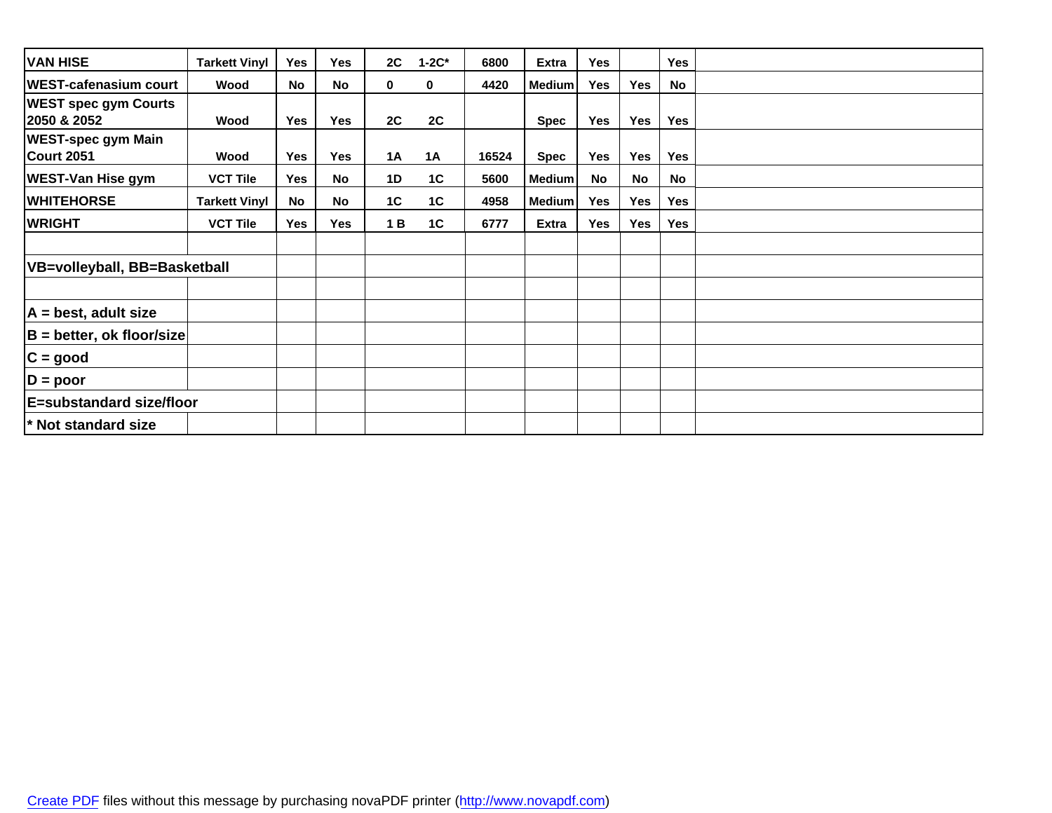| | | | | | | | | | | | |
|---|---|---|---|---|---|---|---|---|---|---|---|
| VAN HISE | Tarkett Vinyl | Yes | Yes | 2C | 1-2C* | 6800 | Extra | Yes | | Yes | |
| WEST-cafenasium court | Wood | No | No | 0 | 0 | 4420 | Medium | Yes | Yes | No | |
| WEST spec gym Courts 2050 & 2052 | Wood | Yes | Yes | 2C | 2C | | Spec | Yes | Yes | Yes | |
| WEST-spec gym Main Court 2051 | Wood | Yes | Yes | 1A | 1A | 16524 | Spec | Yes | Yes | Yes | |
| WEST-Van Hise gym | VCT Tile | Yes | No | 1D | 1C | 5600 | Medium | No | No | No | |
| WHITEHORSE | Tarkett Vinyl | No | No | 1C | 1C | 4958 | Medium | Yes | Yes | Yes | |
| WRIGHT | VCT Tile | Yes | Yes | 1 B | 1C | 6777 | Extra | Yes | Yes | Yes | |
| | | | | | | | | | | | |
| VB=volleyball, BB=Basketball | | | | | | | | | | | |
| | | | | | | | | | | | |
| A = best, adult size | | | | | | | | | | | |
| B = better, ok floor/size | | | | | | | | | | | |
| C = good | | | | | | | | | | | |
| D = poor | | | | | | | | | | | |
| E=substandard size/floor | | | | | | | | | | | |
| * Not standard size | | | | | | | | | | | |